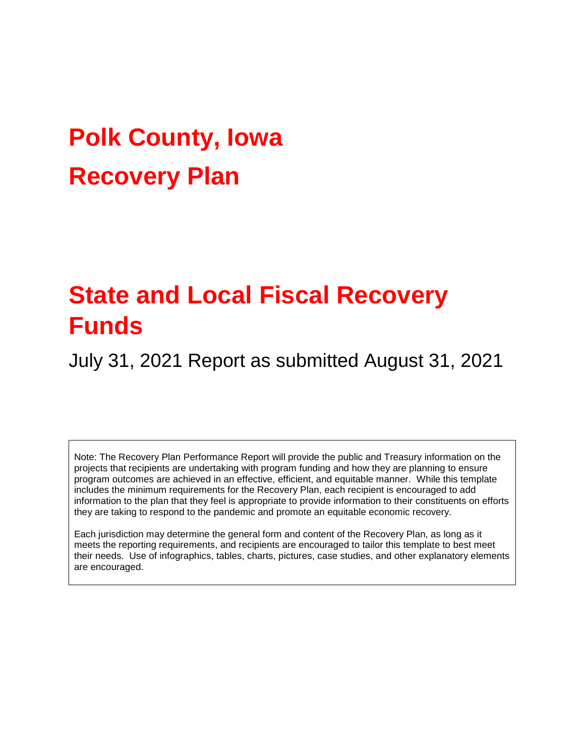# Polk County, Iowa

# Recovery Plan

# State and Local Fiscal Recovery Funds

July 31, 2021 Report as submitted August 31, 2021

Note: The Recovery Plan Performance Report will provide the public and Treasury information on the projects that recipients are undertaking with program funding and how they are planning to ensure program outcomes are achieved in an effective, efficient, and equitable manner. While this template includes the minimum requirements for the Recovery Plan, each recipient is encouraged to add information to the plan that they feel is appropriate to provide information to their constituents on efforts they are taking to respond to the pandemic and promote an equitable economic recovery.

Each jurisdiction may determine the general form and content of the Recovery Plan, as long as it meets the reporting requirements, and recipients are encouraged to tailor this template to best meet their needs. Use of infographics, tables, charts, pictures, case studies, and other explanatory elements are encouraged.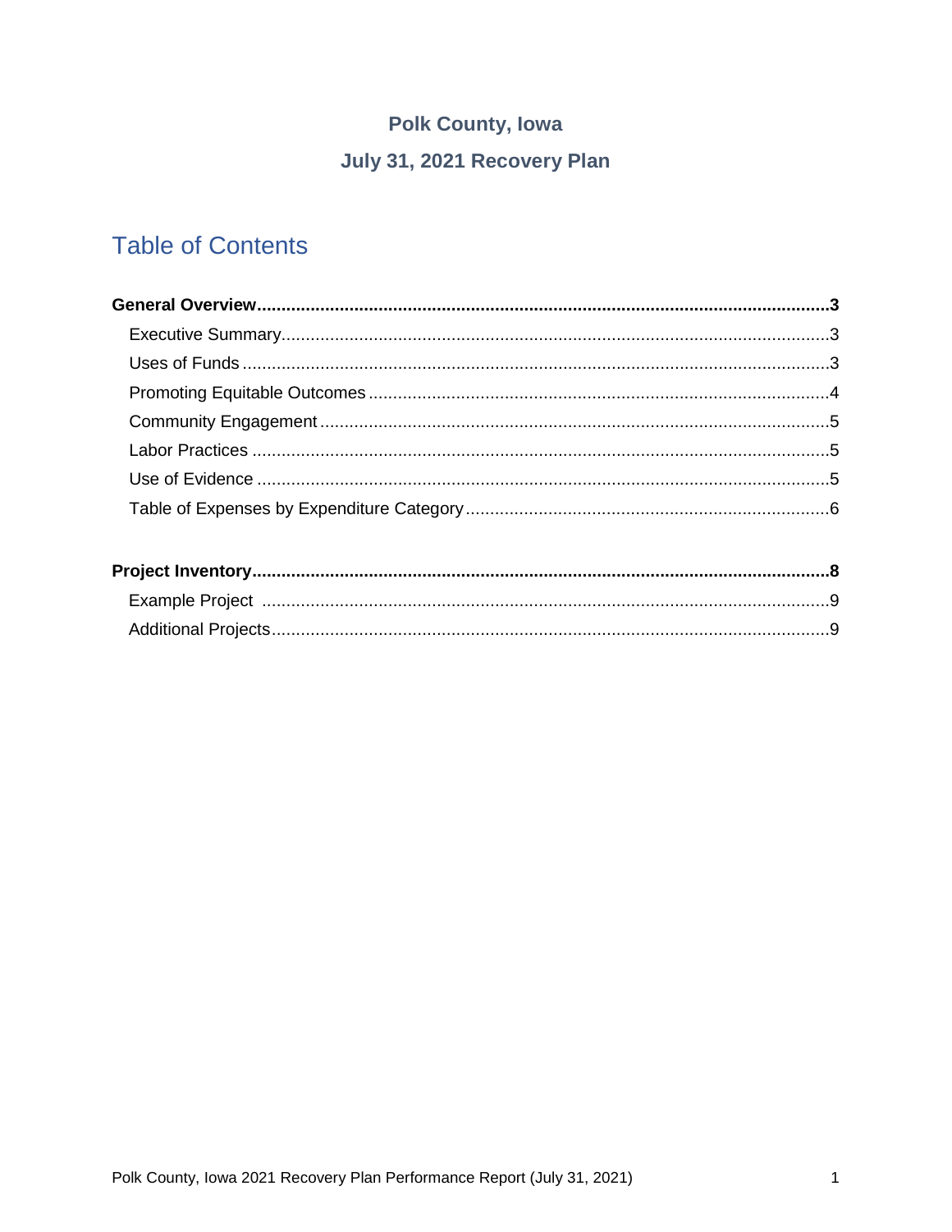**Polk County, Iowa**

**July 31, 2021 Recovery Plan**

# Table of Contents

**General Overview ..... 3**

- Executive Summary ..... 3
- Uses of Funds ..... 3
- Promoting Equitable Outcomes ..... 4
- Community Engagement ..... 5
- Labor Practices ..... 5
- Use of Evidence ..... 5
- Table of Expenses by Expenditure Category ..... 6

**Project Inventory ..... 8**

- Example Project ..... 9
- Additional Projects ..... 9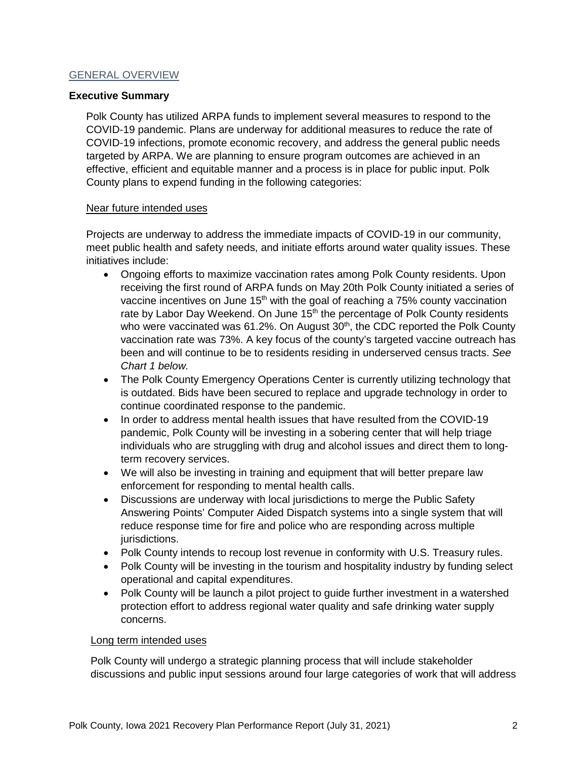## GENERAL OVERVIEW

### Executive Summary

Polk County has utilized ARPA funds to implement several measures to respond to the COVID-19 pandemic. Plans are underway for additional measures to reduce the rate of COVID-19 infections, promote economic recovery, and address the general public needs targeted by ARPA. We are planning to ensure program outcomes are achieved in an effective, efficient and equitable manner and a process is in place for public input. Polk County plans to expend funding in the following categories:

Near future intended uses

Projects are underway to address the immediate impacts of COVID-19 in our community, meet public health and safety needs, and initiate efforts around water quality issues. These initiatives include:

- Ongoing efforts to maximize vaccination rates among Polk County residents. Upon receiving the first round of ARPA funds on May 20th Polk County initiated a series of vaccine incentives on June 15th with the goal of reaching a 75% county vaccination rate by Labor Day Weekend. On June 15th the percentage of Polk County residents who were vaccinated was 61.2%. On August 30th, the CDC reported the Polk County vaccination rate was 73%. A key focus of the county's targeted vaccine outreach has been and will continue to be to residents residing in underserved census tracts. *See Chart 1 below.*
- The Polk County Emergency Operations Center is currently utilizing technology that is outdated. Bids have been secured to replace and upgrade technology in order to continue coordinated response to the pandemic.
- In order to address mental health issues that have resulted from the COVID-19 pandemic, Polk County will be investing in a sobering center that will help triage individuals who are struggling with drug and alcohol issues and direct them to long-term recovery services.
- We will also be investing in training and equipment that will better prepare law enforcement for responding to mental health calls.
- Discussions are underway with local jurisdictions to merge the Public Safety Answering Points' Computer Aided Dispatch systems into a single system that will reduce response time for fire and police who are responding across multiple jurisdictions.
- Polk County intends to recoup lost revenue in conformity with U.S. Treasury rules.
- Polk County will be investing in the tourism and hospitality industry by funding select operational and capital expenditures.
- Polk County will be launch a pilot project to guide further investment in a watershed protection effort to address regional water quality and safe drinking water supply concerns.

Long term intended uses

Polk County will undergo a strategic planning process that will include stakeholder discussions and public input sessions around four large categories of work that will address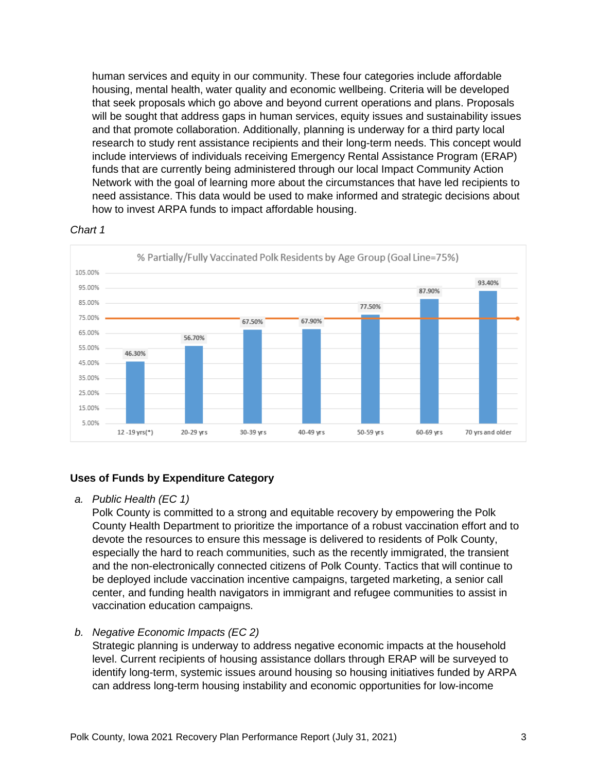human services and equity in our community. These four categories include affordable housing, mental health, water quality and economic wellbeing. Criteria will be developed that seek proposals which go above and beyond current operations and plans. Proposals will be sought that address gaps in human services, equity issues and sustainability issues and that promote collaboration. Additionally, planning is underway for a third party local research to study rent assistance recipients and their long-term needs. This concept would include interviews of individuals receiving Emergency Rental Assistance Program (ERAP) funds that are currently being administered through our local Impact Community Action Network with the goal of learning more about the circumstances that have led recipients to need assistance. This data would be used to make informed and strategic decisions about how to invest ARPA funds to impact affordable housing.

*Chart 1*

% Partially/Fully Vaccinated Polk Residents by Age Group (Goal Line=75%)

| Age Group | % Partially/Fully Vaccinated |
|---|---|
| 12 -19 yrs(*) | 46.30% |
| 20-29 yrs | 56.70% |
| 30-39 yrs | 67.50% |
| 40-49 yrs | 67.90% |
| 50-59 yrs | 77.50% |
| 60-69 yrs | 87.90% |
| 70 yrs and older | 93.40% |

## Uses of Funds by Expenditure Category

a. *Public Health (EC 1)*

Polk County is committed to a strong and equitable recovery by empowering the Polk County Health Department to prioritize the importance of a robust vaccination effort and to devote the resources to ensure this message is delivered to residents of Polk County, especially the hard to reach communities, such as the recently immigrated, the transient and the non-electronically connected citizens of Polk County. Tactics that will continue to be deployed include vaccination incentive campaigns, targeted marketing, a senior call center, and funding health navigators in immigrant and refugee communities to assist in vaccination education campaigns.

b. *Negative Economic Impacts (EC 2)*

Strategic planning is underway to address negative economic impacts at the household level. Current recipients of housing assistance dollars through ERAP will be surveyed to identify long-term, systemic issues around housing so housing initiatives funded by ARPA can address long-term housing instability and economic opportunities for low-income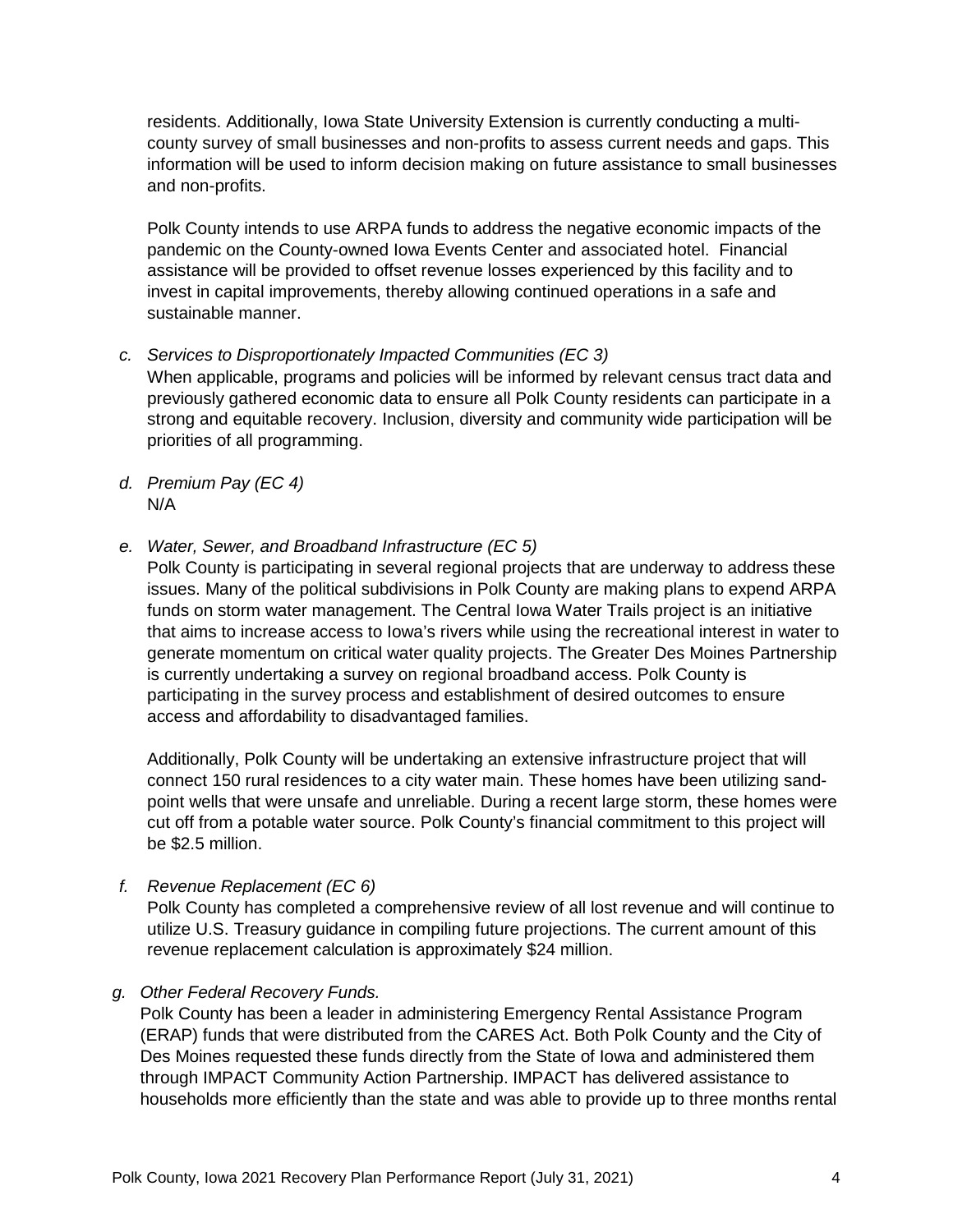residents. Additionally, Iowa State University Extension is currently conducting a multi-county survey of small businesses and non-profits to assess current needs and gaps. This information will be used to inform decision making on future assistance to small businesses and non-profits.

Polk County intends to use ARPA funds to address the negative economic impacts of the pandemic on the County-owned Iowa Events Center and associated hotel. Financial assistance will be provided to offset revenue losses experienced by this facility and to invest in capital improvements, thereby allowing continued operations in a safe and sustainable manner.

*c. Services to Disproportionately Impacted Communities (EC 3)*

When applicable, programs and policies will be informed by relevant census tract data and previously gathered economic data to ensure all Polk County residents can participate in a strong and equitable recovery. Inclusion, diversity and community wide participation will be priorities of all programming.

*d. Premium Pay (EC 4)*

N/A

*e. Water, Sewer, and Broadband Infrastructure (EC 5)*

Polk County is participating in several regional projects that are underway to address these issues. Many of the political subdivisions in Polk County are making plans to expend ARPA funds on storm water management. The Central Iowa Water Trails project is an initiative that aims to increase access to Iowa's rivers while using the recreational interest in water to generate momentum on critical water quality projects. The Greater Des Moines Partnership is currently undertaking a survey on regional broadband access. Polk County is participating in the survey process and establishment of desired outcomes to ensure access and affordability to disadvantaged families.

Additionally, Polk County will be undertaking an extensive infrastructure project that will connect 150 rural residences to a city water main. These homes have been utilizing sand-point wells that were unsafe and unreliable. During a recent large storm, these homes were cut off from a potable water source. Polk County's financial commitment to this project will be $2.5 million.

*f. Revenue Replacement (EC 6)*

Polk County has completed a comprehensive review of all lost revenue and will continue to utilize U.S. Treasury guidance in compiling future projections. The current amount of this revenue replacement calculation is approximately $24 million.

*g. Other Federal Recovery Funds.*

Polk County has been a leader in administering Emergency Rental Assistance Program (ERAP) funds that were distributed from the CARES Act. Both Polk County and the City of Des Moines requested these funds directly from the State of Iowa and administered them through IMPACT Community Action Partnership. IMPACT has delivered assistance to households more efficiently than the state and was able to provide up to three months rental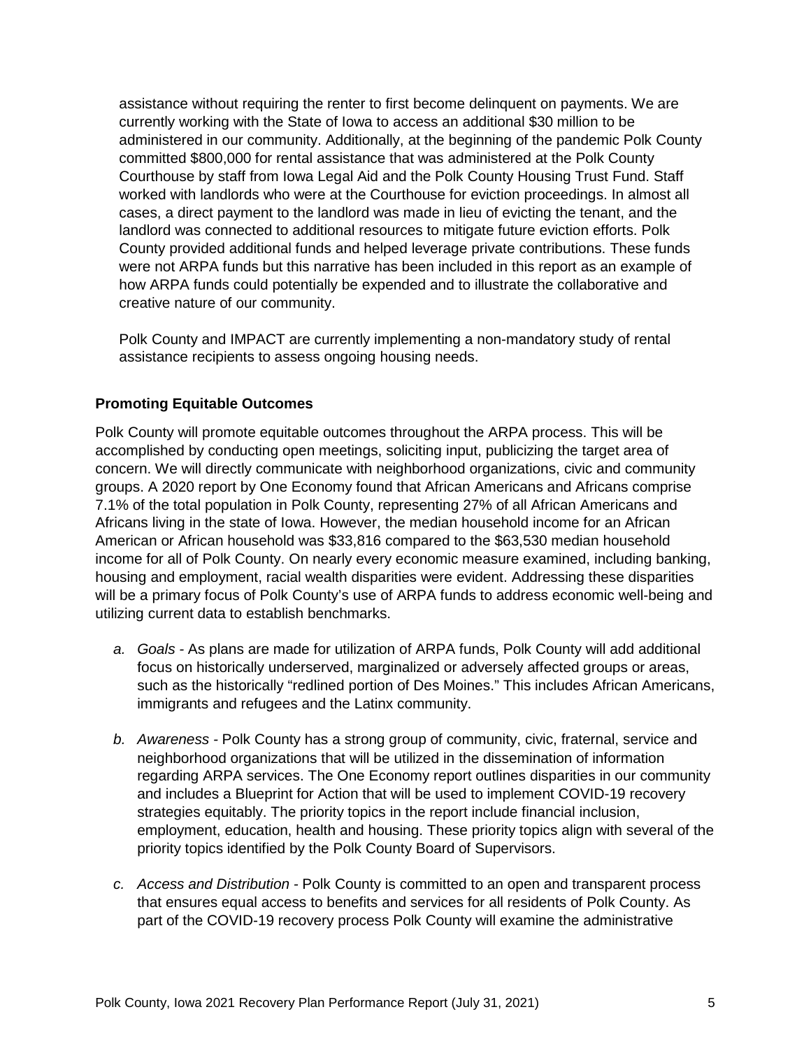assistance without requiring the renter to first become delinquent on payments. We are currently working with the State of Iowa to access an additional $30 million to be administered in our community. Additionally, at the beginning of the pandemic Polk County committed $800,000 for rental assistance that was administered at the Polk County Courthouse by staff from Iowa Legal Aid and the Polk County Housing Trust Fund. Staff worked with landlords who were at the Courthouse for eviction proceedings. In almost all cases, a direct payment to the landlord was made in lieu of evicting the tenant, and the landlord was connected to additional resources to mitigate future eviction efforts. Polk County provided additional funds and helped leverage private contributions. These funds were not ARPA funds but this narrative has been included in this report as an example of how ARPA funds could potentially be expended and to illustrate the collaborative and creative nature of our community.

Polk County and IMPACT are currently implementing a non-mandatory study of rental assistance recipients to assess ongoing housing needs.

**Promoting Equitable Outcomes**

Polk County will promote equitable outcomes throughout the ARPA process. This will be accomplished by conducting open meetings, soliciting input, publicizing the target area of concern. We will directly communicate with neighborhood organizations, civic and community groups. A 2020 report by One Economy found that African Americans and Africans comprise 7.1% of the total population in Polk County, representing 27% of all African Americans and Africans living in the state of Iowa. However, the median household income for an African American or African household was $33,816 compared to the $63,530 median household income for all of Polk County. On nearly every economic measure examined, including banking, housing and employment, racial wealth disparities were evident. Addressing these disparities will be a primary focus of Polk County's use of ARPA funds to address economic well-being and utilizing current data to establish benchmarks.

a. *Goals* - As plans are made for utilization of ARPA funds, Polk County will add additional focus on historically underserved, marginalized or adversely affected groups or areas, such as the historically "redlined portion of Des Moines." This includes African Americans, immigrants and refugees and the Latinx community.

b. *Awareness* - Polk County has a strong group of community, civic, fraternal, service and neighborhood organizations that will be utilized in the dissemination of information regarding ARPA services. The One Economy report outlines disparities in our community and includes a Blueprint for Action that will be used to implement COVID-19 recovery strategies equitably. The priority topics in the report include financial inclusion, employment, education, health and housing. These priority topics align with several of the priority topics identified by the Polk County Board of Supervisors.

c. *Access and Distribution* - Polk County is committed to an open and transparent process that ensures equal access to benefits and services for all residents of Polk County. As part of the COVID-19 recovery process Polk County will examine the administrative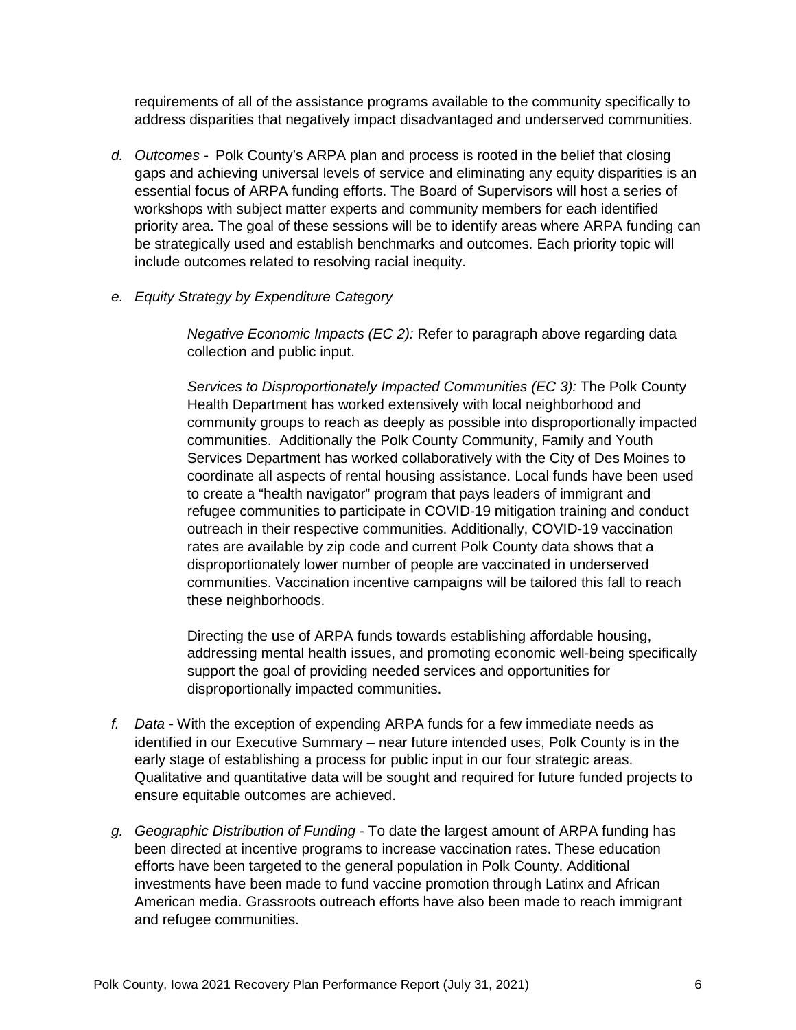requirements of all of the assistance programs available to the community specifically to address disparities that negatively impact disadvantaged and underserved communities.

d. *Outcomes* - Polk County's ARPA plan and process is rooted in the belief that closing gaps and achieving universal levels of service and eliminating any equity disparities is an essential focus of ARPA funding efforts. The Board of Supervisors will host a series of workshops with subject matter experts and community members for each identified priority area. The goal of these sessions will be to identify areas where ARPA funding can be strategically used and establish benchmarks and outcomes. Each priority topic will include outcomes related to resolving racial inequity.

e. *Equity Strategy by Expenditure Category*

> *Negative Economic Impacts (EC 2):* Refer to paragraph above regarding data collection and public input.
>
> *Services to Disproportionately Impacted Communities (EC 3):* The Polk County Health Department has worked extensively with local neighborhood and community groups to reach as deeply as possible into disproportionally impacted communities. Additionally the Polk County Community, Family and Youth Services Department has worked collaboratively with the City of Des Moines to coordinate all aspects of rental housing assistance. Local funds have been used to create a "health navigator" program that pays leaders of immigrant and refugee communities to participate in COVID-19 mitigation training and conduct outreach in their respective communities. Additionally, COVID-19 vaccination rates are available by zip code and current Polk County data shows that a disproportionately lower number of people are vaccinated in underserved communities. Vaccination incentive campaigns will be tailored this fall to reach these neighborhoods.
>
> Directing the use of ARPA funds towards establishing affordable housing, addressing mental health issues, and promoting economic well-being specifically support the goal of providing needed services and opportunities for disproportionally impacted communities.

f. *Data* - With the exception of expending ARPA funds for a few immediate needs as identified in our Executive Summary – near future intended uses, Polk County is in the early stage of establishing a process for public input in our four strategic areas. Qualitative and quantitative data will be sought and required for future funded projects to ensure equitable outcomes are achieved.

g. *Geographic Distribution of Funding* - To date the largest amount of ARPA funding has been directed at incentive programs to increase vaccination rates. These education efforts have been targeted to the general population in Polk County. Additional investments have been made to fund vaccine promotion through Latinx and African American media. Grassroots outreach efforts have also been made to reach immigrant and refugee communities.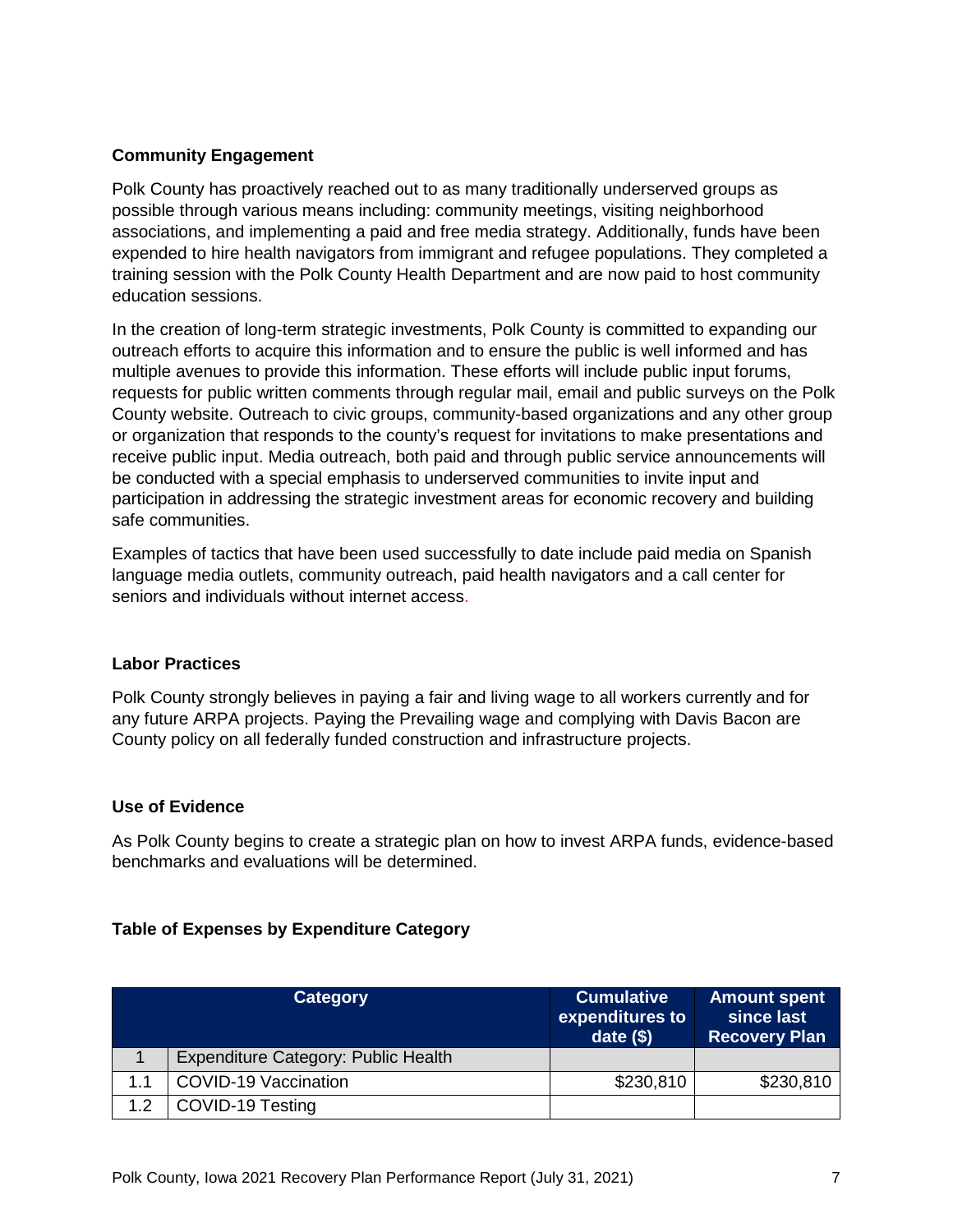### Community Engagement

Polk County has proactively reached out to as many traditionally underserved groups as possible through various means including: community meetings, visiting neighborhood associations, and implementing a paid and free media strategy. Additionally, funds have been expended to hire health navigators from immigrant and refugee populations. They completed a training session with the Polk County Health Department and are now paid to host community education sessions.

In the creation of long-term strategic investments, Polk County is committed to expanding our outreach efforts to acquire this information and to ensure the public is well informed and has multiple avenues to provide this information. These efforts will include public input forums, requests for public written comments through regular mail, email and public surveys on the Polk County website. Outreach to civic groups, community-based organizations and any other group or organization that responds to the county's request for invitations to make presentations and receive public input. Media outreach, both paid and through public service announcements will be conducted with a special emphasis to underserved communities to invite input and participation in addressing the strategic investment areas for economic recovery and building safe communities.

Examples of tactics that have been used successfully to date include paid media on Spanish language media outlets, community outreach, paid health navigators and a call center for seniors and individuals without internet access.

### Labor Practices

Polk County strongly believes in paying a fair and living wage to all workers currently and for any future ARPA projects. Paying the Prevailing wage and complying with Davis Bacon are County policy on all federally funded construction and infrastructure projects.

### Use of Evidence

As Polk County begins to create a strategic plan on how to invest ARPA funds, evidence-based benchmarks and evaluations will be determined.

### Table of Expenses by Expenditure Category

| | Category | Cumulative expenditures to date ($) | Amount spent since last Recovery Plan |
|---|---|---|---|
| 1 | Expenditure Category: Public Health | | |
| 1.1 | COVID-19 Vaccination | $230,810 | $230,810 |
| 1.2 | COVID-19 Testing | | |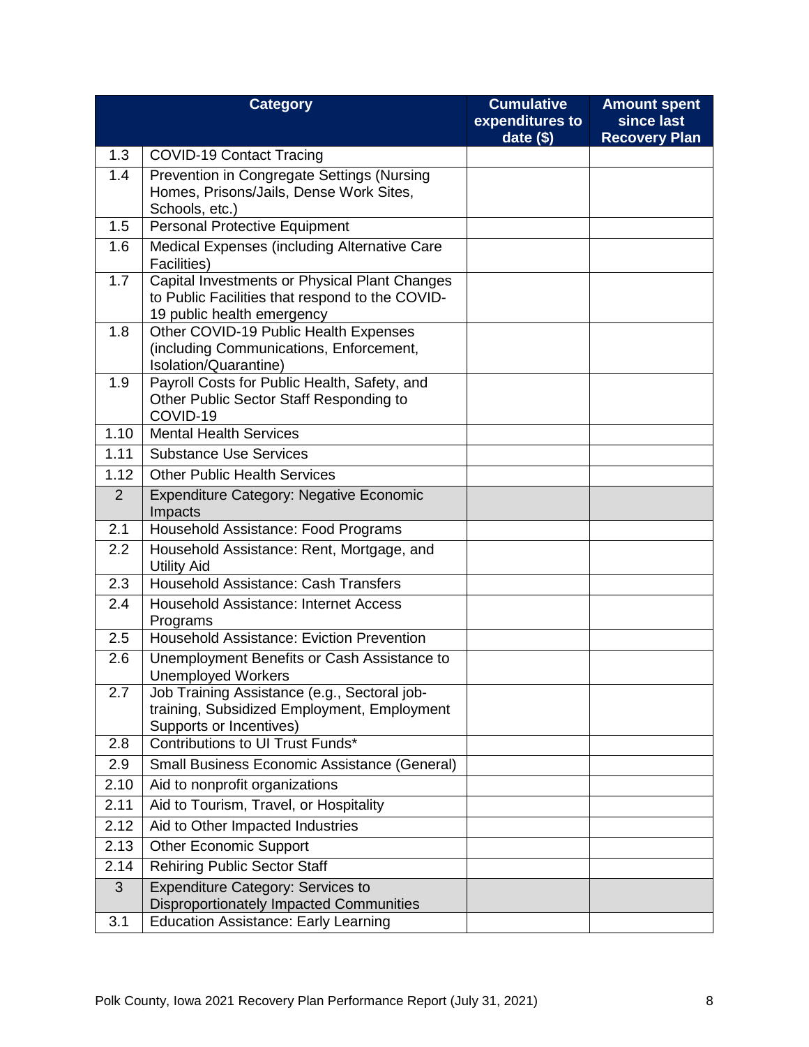| | Category | Cumulative expenditures to date ($) | Amount spent since last Recovery Plan |
|---|---|---|---|
| 1.3 | COVID-19 Contact Tracing | | |
| 1.4 | Prevention in Congregate Settings (Nursing Homes, Prisons/Jails, Dense Work Sites, Schools, etc.) | | |
| 1.5 | Personal Protective Equipment | | |
| 1.6 | Medical Expenses (including Alternative Care Facilities) | | |
| 1.7 | Capital Investments or Physical Plant Changes to Public Facilities that respond to the COVID-19 public health emergency | | |
| 1.8 | Other COVID-19 Public Health Expenses (including Communications, Enforcement, Isolation/Quarantine) | | |
| 1.9 | Payroll Costs for Public Health, Safety, and Other Public Sector Staff Responding to COVID-19 | | |
| 1.10 | Mental Health Services | | |
| 1.11 | Substance Use Services | | |
| 1.12 | Other Public Health Services | | |
| 2 | Expenditure Category: Negative Economic Impacts | | |
| 2.1 | Household Assistance: Food Programs | | |
| 2.2 | Household Assistance: Rent, Mortgage, and Utility Aid | | |
| 2.3 | Household Assistance: Cash Transfers | | |
| 2.4 | Household Assistance: Internet Access Programs | | |
| 2.5 | Household Assistance: Eviction Prevention | | |
| 2.6 | Unemployment Benefits or Cash Assistance to Unemployed Workers | | |
| 2.7 | Job Training Assistance (e.g., Sectoral job-training, Subsidized Employment, Employment Supports or Incentives) | | |
| 2.8 | Contributions to UI Trust Funds* | | |
| 2.9 | Small Business Economic Assistance (General) | | |
| 2.10 | Aid to nonprofit organizations | | |
| 2.11 | Aid to Tourism, Travel, or Hospitality | | |
| 2.12 | Aid to Other Impacted Industries | | |
| 2.13 | Other Economic Support | | |
| 2.14 | Rehiring Public Sector Staff | | |
| 3 | Expenditure Category: Services to Disproportionately Impacted Communities | | |
| 3.1 | Education Assistance: Early Learning | | |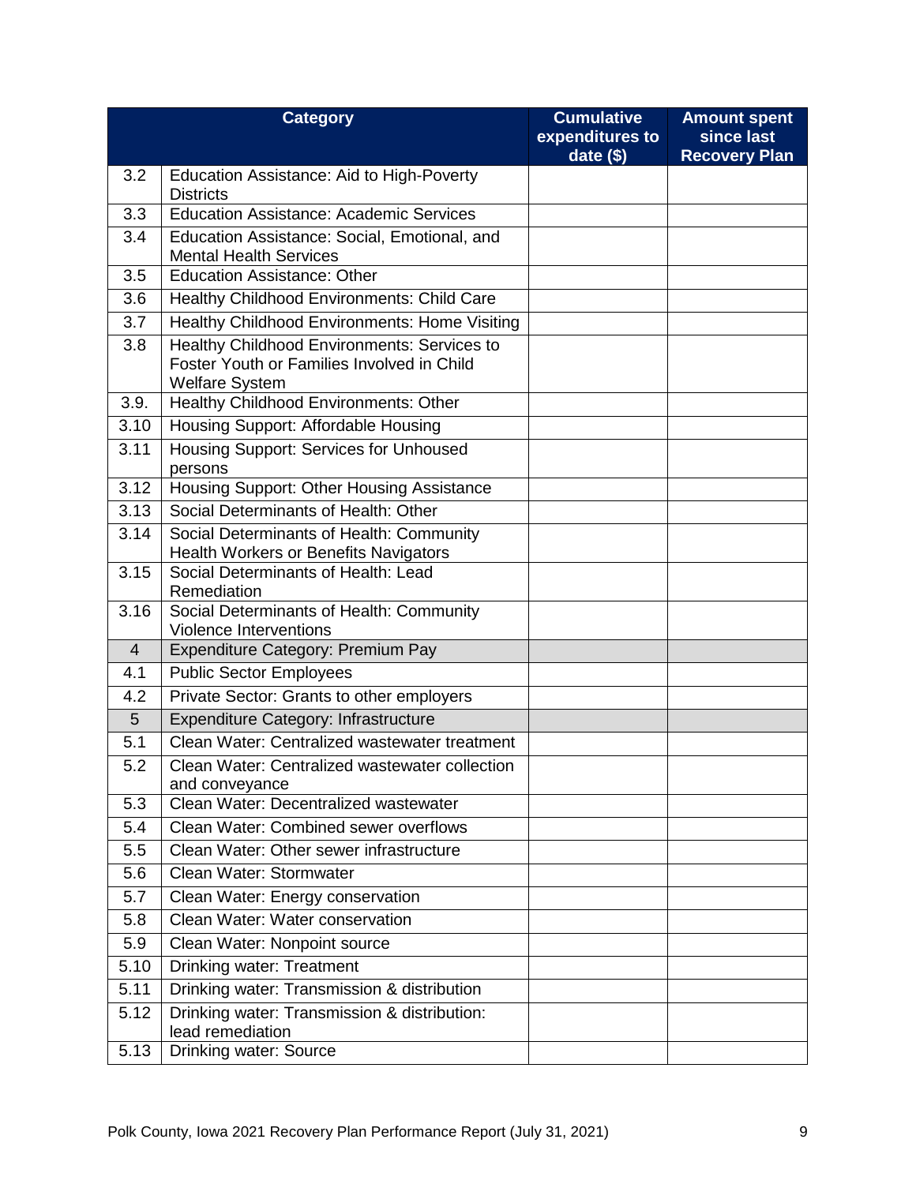| | Category | Cumulative expenditures to date ($) | Amount spent since last Recovery Plan |
|---|---|---|---|
| 3.2 | Education Assistance: Aid to High-Poverty Districts | | |
| 3.3 | Education Assistance: Academic Services | | |
| 3.4 | Education Assistance: Social, Emotional, and Mental Health Services | | |
| 3.5 | Education Assistance: Other | | |
| 3.6 | Healthy Childhood Environments: Child Care | | |
| 3.7 | Healthy Childhood Environments: Home Visiting | | |
| 3.8 | Healthy Childhood Environments: Services to Foster Youth or Families Involved in Child Welfare System | | |
| 3.9. | Healthy Childhood Environments: Other | | |
| 3.10 | Housing Support: Affordable Housing | | |
| 3.11 | Housing Support: Services for Unhoused persons | | |
| 3.12 | Housing Support: Other Housing Assistance | | |
| 3.13 | Social Determinants of Health: Other | | |
| 3.14 | Social Determinants of Health: Community Health Workers or Benefits Navigators | | |
| 3.15 | Social Determinants of Health: Lead Remediation | | |
| 3.16 | Social Determinants of Health: Community Violence Interventions | | |
| 4 | Expenditure Category: Premium Pay | | |
| 4.1 | Public Sector Employees | | |
| 4.2 | Private Sector: Grants to other employers | | |
| 5 | Expenditure Category: Infrastructure | | |
| 5.1 | Clean Water: Centralized wastewater treatment | | |
| 5.2 | Clean Water: Centralized wastewater collection and conveyance | | |
| 5.3 | Clean Water: Decentralized wastewater | | |
| 5.4 | Clean Water: Combined sewer overflows | | |
| 5.5 | Clean Water: Other sewer infrastructure | | |
| 5.6 | Clean Water: Stormwater | | |
| 5.7 | Clean Water: Energy conservation | | |
| 5.8 | Clean Water: Water conservation | | |
| 5.9 | Clean Water: Nonpoint source | | |
| 5.10 | Drinking water: Treatment | | |
| 5.11 | Drinking water: Transmission & distribution | | |
| 5.12 | Drinking water: Transmission & distribution: lead remediation | | |
| 5.13 | Drinking water: Source | | |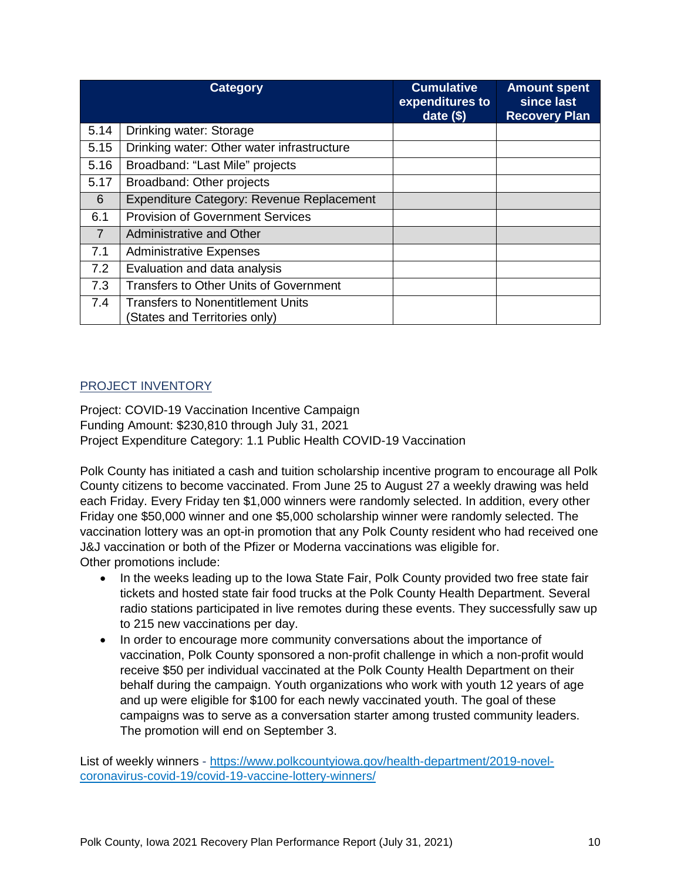| | Category | Cumulative expenditures to date ($) | Amount spent since last Recovery Plan |
|---|---|---|---|
| 5.14 | Drinking water: Storage | | |
| 5.15 | Drinking water: Other water infrastructure | | |
| 5.16 | Broadband: "Last Mile" projects | | |
| 5.17 | Broadband: Other projects | | |
| 6 | Expenditure Category: Revenue Replacement | | |
| 6.1 | Provision of Government Services | | |
| 7 | Administrative and Other | | |
| 7.1 | Administrative Expenses | | |
| 7.2 | Evaluation and data analysis | | |
| 7.3 | Transfers to Other Units of Government | | |
| 7.4 | Transfers to Nonentitlement Units (States and Territories only) | | |

## PROJECT INVENTORY

Project: COVID-19 Vaccination Incentive Campaign
Funding Amount: $230,810 through July 31, 2021
Project Expenditure Category: 1.1 Public Health COVID-19 Vaccination

Polk County has initiated a cash and tuition scholarship incentive program to encourage all Polk County citizens to become vaccinated. From June 25 to August 27 a weekly drawing was held each Friday. Every Friday ten $1,000 winners were randomly selected. In addition, every other Friday one $50,000 winner and one $5,000 scholarship winner were randomly selected. The vaccination lottery was an opt-in promotion that any Polk County resident who had received one J&J vaccination or both of the Pfizer or Moderna vaccinations was eligible for.
Other promotions include:

- In the weeks leading up to the Iowa State Fair, Polk County provided two free state fair tickets and hosted state fair food trucks at the Polk County Health Department. Several radio stations participated in live remotes during these events. They successfully saw up to 215 new vaccinations per day.
- In order to encourage more community conversations about the importance of vaccination, Polk County sponsored a non-profit challenge in which a non-profit would receive $50 per individual vaccinated at the Polk County Health Department on their behalf during the campaign. Youth organizations who work with youth 12 years of age and up were eligible for $100 for each newly vaccinated youth. The goal of these campaigns was to serve as a conversation starter among trusted community leaders. The promotion will end on September 3.

List of weekly winners - [https://www.polkcountyiowa.gov/health-department/2019-novel-coronavirus-covid-19/covid-19-vaccine-lottery-winners/](https://www.polkcountyiowa.gov/health-department/2019-novel-coronavirus-covid-19/covid-19-vaccine-lottery-winners/)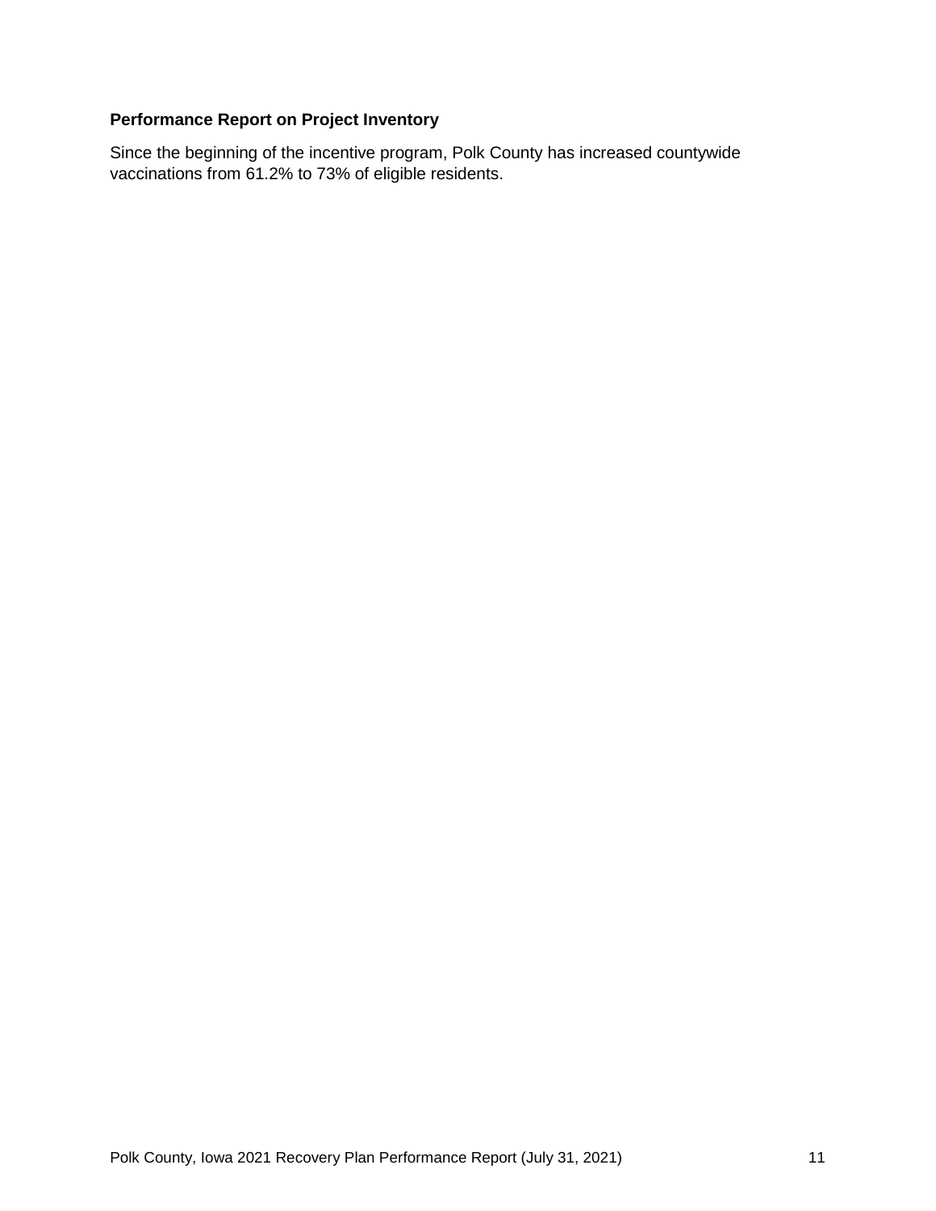**Performance Report on Project Inventory**

Since the beginning of the incentive program, Polk County has increased countywide vaccinations from 61.2% to 73% of eligible residents.